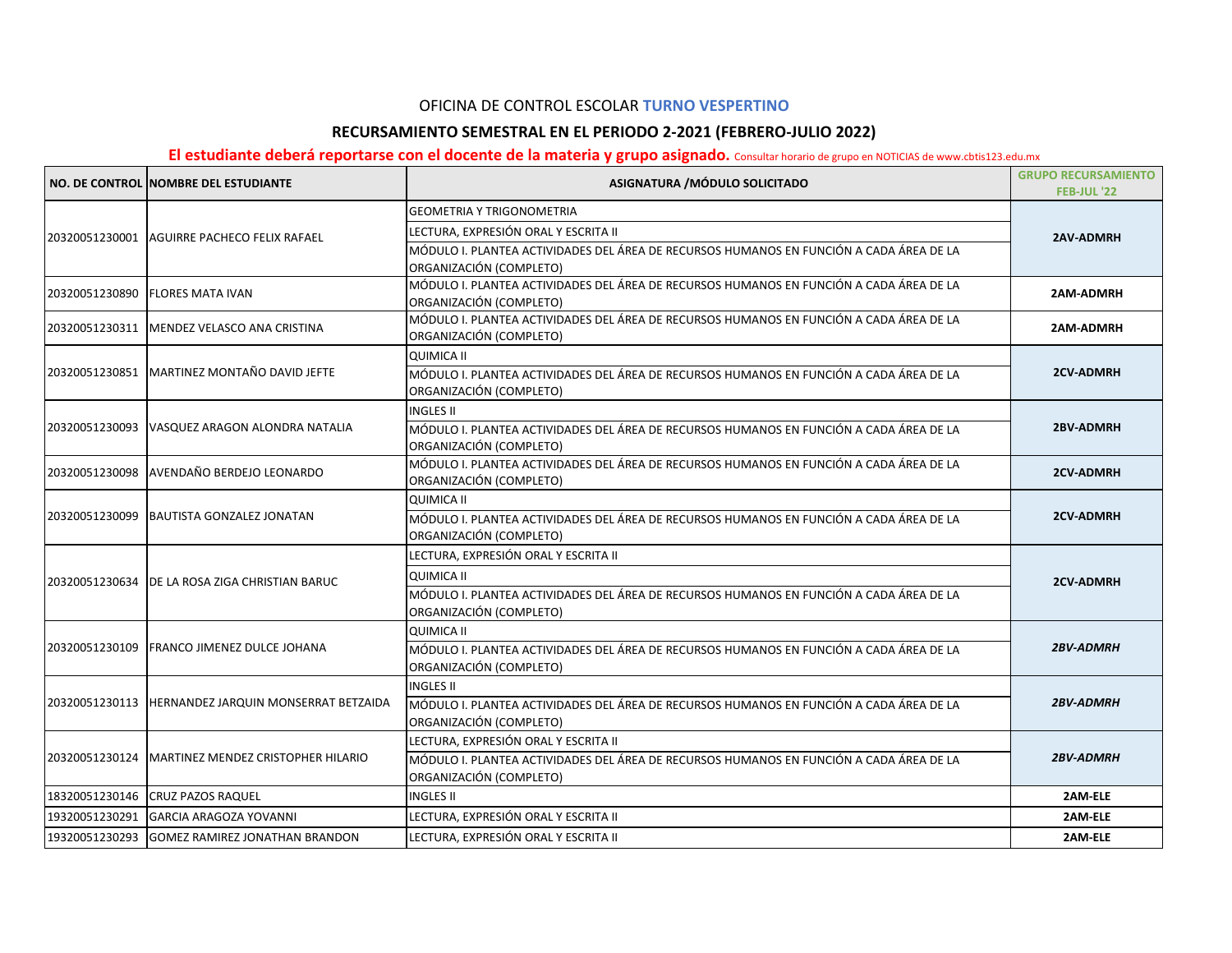OFICINA DE CONTROL ESCOLAR **TURNO VESPERTINO**

## RECURSAMIENTO SEMESTRAL EN EL PERIODO 2-2021 (FEBRERO-JULIO 2022)

**El estudiante deberá reportarse con el docente de la materia y grupo asignado.** Consultar horario de grupo en NOTICIAS de www.cbtis123.edu.mx

| NO. DE CONTROL | NOMBRE DEL ESTUDIANTE | ASIGNATURA /MÓDULO SOLICITADO | GRUPO RECURSAMIENTO FEB-JUL '22 |
|---|---|---|---|
| 20320051230001 | AGUIRRE PACHECO FELIX RAFAEL | GEOMETRIA Y TRIGONOMETRIA | 2AV-ADMRH |
| | | LECTURA, EXPRESIÓN ORAL Y ESCRITA II | |
| | | MÓDULO I. PLANTEA ACTIVIDADES DEL ÁREA DE RECURSOS HUMANOS EN FUNCIÓN A CADA ÁREA DE LA ORGANIZACIÓN (COMPLETO) | |
| 20320051230890 | FLORES MATA IVAN | MÓDULO I. PLANTEA ACTIVIDADES DEL ÁREA DE RECURSOS HUMANOS EN FUNCIÓN A CADA ÁREA DE LA ORGANIZACIÓN (COMPLETO) | 2AM-ADMRH |
| 20320051230311 | MENDEZ VELASCO ANA CRISTINA | MÓDULO I. PLANTEA ACTIVIDADES DEL ÁREA DE RECURSOS HUMANOS EN FUNCIÓN A CADA ÁREA DE LA ORGANIZACIÓN (COMPLETO) | 2AM-ADMRH |
| 20320051230851 | MARTINEZ MONTAÑO DAVID JEFTE | QUIMICA II | 2CV-ADMRH |
| | | MÓDULO I. PLANTEA ACTIVIDADES DEL ÁREA DE RECURSOS HUMANOS EN FUNCIÓN A CADA ÁREA DE LA ORGANIZACIÓN (COMPLETO) | |
| 20320051230093 | VASQUEZ ARAGON ALONDRA NATALIA | INGLES II | 2BV-ADMRH |
| | | MÓDULO I. PLANTEA ACTIVIDADES DEL ÁREA DE RECURSOS HUMANOS EN FUNCIÓN A CADA ÁREA DE LA ORGANIZACIÓN (COMPLETO) | |
| 20320051230098 | AVENDAÑO BERDEJO LEONARDO | MÓDULO I. PLANTEA ACTIVIDADES DEL ÁREA DE RECURSOS HUMANOS EN FUNCIÓN A CADA ÁREA DE LA ORGANIZACIÓN (COMPLETO) | 2CV-ADMRH |
| 20320051230099 | BAUTISTA GONZALEZ JONATAN | QUIMICA II | 2CV-ADMRH |
| | | MÓDULO I. PLANTEA ACTIVIDADES DEL ÁREA DE RECURSOS HUMANOS EN FUNCIÓN A CADA ÁREA DE LA ORGANIZACIÓN (COMPLETO) | |
| 20320051230634 | DE LA ROSA ZIGA CHRISTIAN BARUC | LECTURA, EXPRESIÓN ORAL Y ESCRITA II | 2CV-ADMRH |
| | | QUIMICA II | |
| | | MÓDULO I. PLANTEA ACTIVIDADES DEL ÁREA DE RECURSOS HUMANOS EN FUNCIÓN A CADA ÁREA DE LA ORGANIZACIÓN (COMPLETO) | |
| 20320051230109 | FRANCO JIMENEZ DULCE JOHANA | QUIMICA II | *2BV-ADMRH* |
| | | MÓDULO I. PLANTEA ACTIVIDADES DEL ÁREA DE RECURSOS HUMANOS EN FUNCIÓN A CADA ÁREA DE LA ORGANIZACIÓN (COMPLETO) | |
| 20320051230113 | HERNANDEZ JARQUIN MONSERRAT BETZAIDA | INGLES II | *2BV-ADMRH* |
| | | MÓDULO I. PLANTEA ACTIVIDADES DEL ÁREA DE RECURSOS HUMANOS EN FUNCIÓN A CADA ÁREA DE LA ORGANIZACIÓN (COMPLETO) | |
| 20320051230124 | MARTINEZ MENDEZ CRISTOPHER HILARIO | LECTURA, EXPRESIÓN ORAL Y ESCRITA II | *2BV-ADMRH* |
| | | MÓDULO I. PLANTEA ACTIVIDADES DEL ÁREA DE RECURSOS HUMANOS EN FUNCIÓN A CADA ÁREA DE LA ORGANIZACIÓN (COMPLETO) | |
| 18320051230146 | CRUZ PAZOS RAQUEL | INGLES II | 2AM-ELE |
| 19320051230291 | GARCIA ARAGOZA YOVANNI | LECTURA, EXPRESIÓN ORAL Y ESCRITA II | 2AM-ELE |
| 19320051230293 | GOMEZ RAMIREZ JONATHAN BRANDON | LECTURA, EXPRESIÓN ORAL Y ESCRITA II | 2AM-ELE |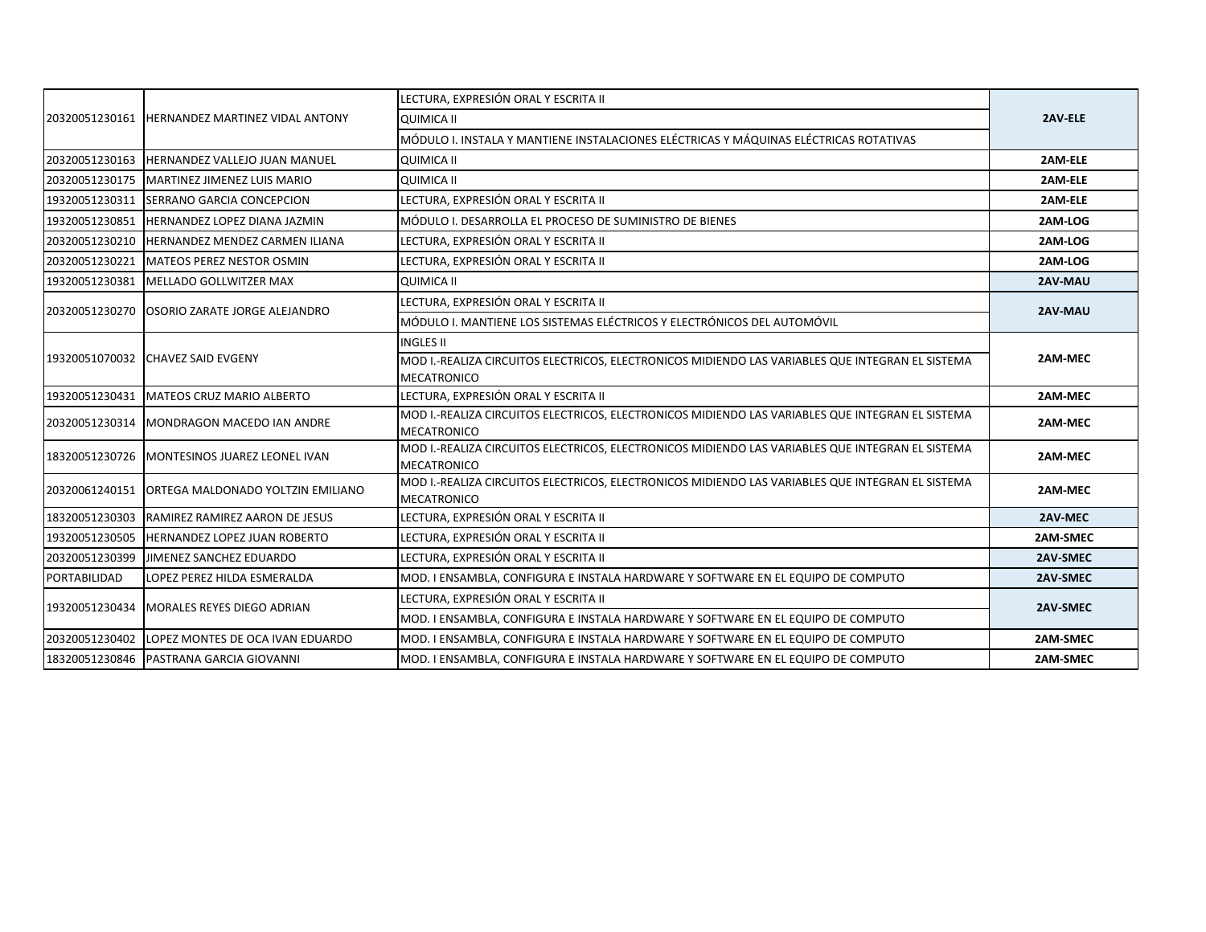| | | | |
|---|---|---|---|
| 20320051230161 | HERNANDEZ MARTINEZ VIDAL ANTONY | LECTURA, EXPRESIÓN ORAL Y ESCRITA II | **2AV-ELE** |
| | | QUIMICA II | |
| | | MÓDULO I. INSTALA Y MANTIENE INSTALACIONES ELÉCTRICAS Y MÁQUINAS ELÉCTRICAS ROTATIVAS | |
| 20320051230163 | HERNANDEZ VALLEJO JUAN MANUEL | QUIMICA II | **2AM-ELE** |
| 20320051230175 | MARTINEZ JIMENEZ LUIS MARIO | QUIMICA II | **2AM-ELE** |
| 19320051230311 | SERRANO GARCIA CONCEPCION | LECTURA, EXPRESIÓN ORAL Y ESCRITA II | **2AM-ELE** |
| 19320051230851 | HERNANDEZ LOPEZ DIANA JAZMIN | MÓDULO I. DESARROLLA EL PROCESO DE SUMINISTRO DE BIENES | **2AM-LOG** |
| 20320051230210 | HERNANDEZ MENDEZ CARMEN ILIANA | LECTURA, EXPRESIÓN ORAL Y ESCRITA II | **2AM-LOG** |
| 20320051230221 | MATEOS PEREZ NESTOR OSMIN | LECTURA, EXPRESIÓN ORAL Y ESCRITA II | **2AM-LOG** |
| 19320051230381 | MELLADO GOLLWITZER MAX | QUIMICA II | **2AV-MAU** |
| 20320051230270 | OSORIO ZARATE JORGE ALEJANDRO | LECTURA, EXPRESIÓN ORAL Y ESCRITA II | **2AV-MAU** |
| | | MÓDULO I. MANTIENE LOS SISTEMAS ELÉCTRICOS Y ELECTRÓNICOS DEL AUTOMÓVIL | |
| 19320051070032 | CHAVEZ SAID EVGENY | INGLES II | **2AM-MEC** |
| | | MOD I.-REALIZA CIRCUITOS ELECTRICOS, ELECTRONICOS MIDIENDO LAS VARIABLES QUE INTEGRAN EL SISTEMA MECATRONICO | |
| 19320051230431 | MATEOS CRUZ MARIO ALBERTO | LECTURA, EXPRESIÓN ORAL Y ESCRITA II | **2AM-MEC** |
| 20320051230314 | MONDRAGON MACEDO IAN ANDRE | MOD I.-REALIZA CIRCUITOS ELECTRICOS, ELECTRONICOS MIDIENDO LAS VARIABLES QUE INTEGRAN EL SISTEMA MECATRONICO | **2AM-MEC** |
| 18320051230726 | MONTESINOS JUAREZ LEONEL IVAN | MOD I.-REALIZA CIRCUITOS ELECTRICOS, ELECTRONICOS MIDIENDO LAS VARIABLES QUE INTEGRAN EL SISTEMA MECATRONICO | **2AM-MEC** |
| 20320061240151 | ORTEGA MALDONADO YOLTZIN EMILIANO | MOD I.-REALIZA CIRCUITOS ELECTRICOS, ELECTRONICOS MIDIENDO LAS VARIABLES QUE INTEGRAN EL SISTEMA MECATRONICO | **2AM-MEC** |
| 18320051230303 | RAMIREZ RAMIREZ AARON DE JESUS | LECTURA, EXPRESIÓN ORAL Y ESCRITA II | **2AV-MEC** |
| 19320051230505 | HERNANDEZ LOPEZ JUAN ROBERTO | LECTURA, EXPRESIÓN ORAL Y ESCRITA II | **2AM-SMEC** |
| 20320051230399 | JIMENEZ SANCHEZ EDUARDO | LECTURA, EXPRESIÓN ORAL Y ESCRITA II | **2AV-SMEC** |
| PORTABILIDAD | LOPEZ PEREZ HILDA ESMERALDA | MOD. I ENSAMBLA, CONFIGURA E INSTALA HARDWARE Y SOFTWARE EN EL EQUIPO DE COMPUTO | **2AV-SMEC** |
| 19320051230434 | MORALES REYES DIEGO ADRIAN | LECTURA, EXPRESIÓN ORAL Y ESCRITA II | **2AV-SMEC** |
| | | MOD. I ENSAMBLA, CONFIGURA E INSTALA HARDWARE Y SOFTWARE EN EL EQUIPO DE COMPUTO | |
| 20320051230402 | LOPEZ MONTES DE OCA IVAN EDUARDO | MOD. I ENSAMBLA, CONFIGURA E INSTALA HARDWARE Y SOFTWARE EN EL EQUIPO DE COMPUTO | **2AM-SMEC** |
| 18320051230846 | PASTRANA GARCIA GIOVANNI | MOD. I ENSAMBLA, CONFIGURA E INSTALA HARDWARE Y SOFTWARE EN EL EQUIPO DE COMPUTO | **2AM-SMEC** |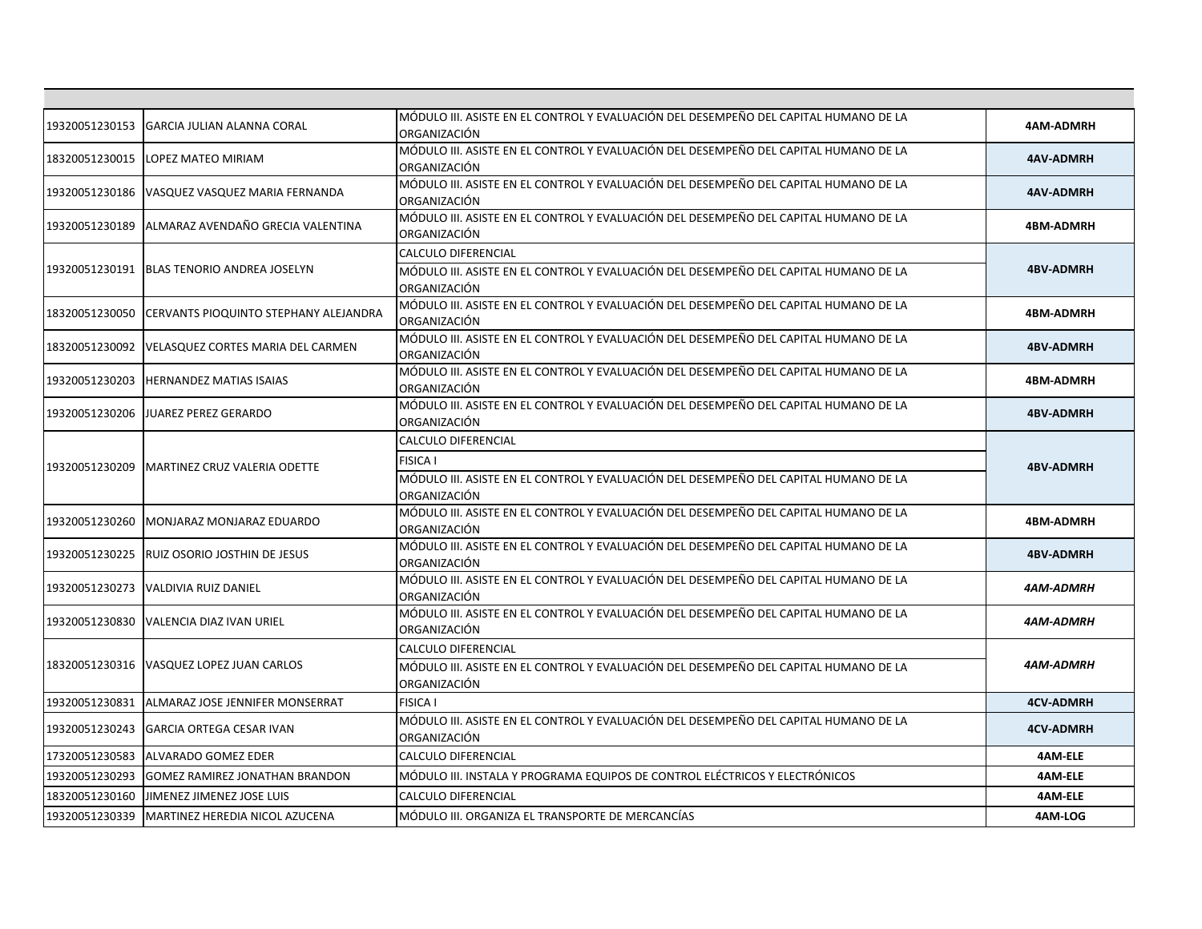| | | | |
|---|---|---|---|
| 19320051230153 | GARCIA JULIAN ALANNA CORAL | MÓDULO III. ASISTE EN EL CONTROL Y EVALUACIÓN DEL DESEMPEÑO DEL CAPITAL HUMANO DE LA ORGANIZACIÓN | **4AM-ADMRH** |
| 18320051230015 | LOPEZ MATEO MIRIAM | MÓDULO III. ASISTE EN EL CONTROL Y EVALUACIÓN DEL DESEMPEÑO DEL CAPITAL HUMANO DE LA ORGANIZACIÓN | **4AV-ADMRH** |
| 19320051230186 | VASQUEZ VASQUEZ MARIA FERNANDA | MÓDULO III. ASISTE EN EL CONTROL Y EVALUACIÓN DEL DESEMPEÑO DEL CAPITAL HUMANO DE LA ORGANIZACIÓN | **4AV-ADMRH** |
| 19320051230189 | ALMARAZ AVENDAÑO GRECIA VALENTINA | MÓDULO III. ASISTE EN EL CONTROL Y EVALUACIÓN DEL DESEMPEÑO DEL CAPITAL HUMANO DE LA ORGANIZACIÓN | **4BM-ADMRH** |
| 19320051230191 | BLAS TENORIO ANDREA JOSELYN | CALCULO DIFERENCIAL | **4BV-ADMRH** |
| | | MÓDULO III. ASISTE EN EL CONTROL Y EVALUACIÓN DEL DESEMPEÑO DEL CAPITAL HUMANO DE LA ORGANIZACIÓN | |
| 18320051230050 | CERVANTS PIOQUINTO STEPHANY ALEJANDRA | MÓDULO III. ASISTE EN EL CONTROL Y EVALUACIÓN DEL DESEMPEÑO DEL CAPITAL HUMANO DE LA ORGANIZACIÓN | **4BM-ADMRH** |
| 18320051230092 | VELASQUEZ CORTES MARIA DEL CARMEN | MÓDULO III. ASISTE EN EL CONTROL Y EVALUACIÓN DEL DESEMPEÑO DEL CAPITAL HUMANO DE LA ORGANIZACIÓN | **4BV-ADMRH** |
| 19320051230203 | HERNANDEZ MATIAS ISAIAS | MÓDULO III. ASISTE EN EL CONTROL Y EVALUACIÓN DEL DESEMPEÑO DEL CAPITAL HUMANO DE LA ORGANIZACIÓN | **4BM-ADMRH** |
| 19320051230206 | JUAREZ PEREZ GERARDO | MÓDULO III. ASISTE EN EL CONTROL Y EVALUACIÓN DEL DESEMPEÑO DEL CAPITAL HUMANO DE LA ORGANIZACIÓN | **4BV-ADMRH** |
| 19320051230209 | MARTINEZ CRUZ VALERIA ODETTE | CALCULO DIFERENCIAL | **4BV-ADMRH** |
| | | FISICA I | |
| | | MÓDULO III. ASISTE EN EL CONTROL Y EVALUACIÓN DEL DESEMPEÑO DEL CAPITAL HUMANO DE LA ORGANIZACIÓN | |
| 19320051230260 | MONJARAZ MONJARAZ EDUARDO | MÓDULO III. ASISTE EN EL CONTROL Y EVALUACIÓN DEL DESEMPEÑO DEL CAPITAL HUMANO DE LA ORGANIZACIÓN | **4BM-ADMRH** |
| 19320051230225 | RUIZ OSORIO JOSTHIN DE JESUS | MÓDULO III. ASISTE EN EL CONTROL Y EVALUACIÓN DEL DESEMPEÑO DEL CAPITAL HUMANO DE LA ORGANIZACIÓN | **4BV-ADMRH** |
| 19320051230273 | VALDIVIA RUIZ DANIEL | MÓDULO III. ASISTE EN EL CONTROL Y EVALUACIÓN DEL DESEMPEÑO DEL CAPITAL HUMANO DE LA ORGANIZACIÓN | ***4AM-ADMRH*** |
| 19320051230830 | VALENCIA DIAZ IVAN URIEL | MÓDULO III. ASISTE EN EL CONTROL Y EVALUACIÓN DEL DESEMPEÑO DEL CAPITAL HUMANO DE LA ORGANIZACIÓN | ***4AM-ADMRH*** |
| 18320051230316 | VASQUEZ LOPEZ JUAN CARLOS | CALCULO DIFERENCIAL | ***4AM-ADMRH*** |
| | | MÓDULO III. ASISTE EN EL CONTROL Y EVALUACIÓN DEL DESEMPEÑO DEL CAPITAL HUMANO DE LA ORGANIZACIÓN | |
| 19320051230831 | ALMARAZ JOSE JENNIFER MONSERRAT | FISICA I | **4CV-ADMRH** |
| 19320051230243 | GARCIA ORTEGA CESAR IVAN | MÓDULO III. ASISTE EN EL CONTROL Y EVALUACIÓN DEL DESEMPEÑO DEL CAPITAL HUMANO DE LA ORGANIZACIÓN | **4CV-ADMRH** |
| 17320051230583 | ALVARADO GOMEZ EDER | CALCULO DIFERENCIAL | **4AM-ELE** |
| 19320051230293 | GOMEZ RAMIREZ JONATHAN BRANDON | MÓDULO III. INSTALA Y PROGRAMA EQUIPOS DE CONTROL ELÉCTRICOS Y ELECTRÓNICOS | **4AM-ELE** |
| 18320051230160 | JIMENEZ JIMENEZ JOSE LUIS | CALCULO DIFERENCIAL | **4AM-ELE** |
| 19320051230339 | MARTINEZ HEREDIA NICOL AZUCENA | MÓDULO III. ORGANIZA EL TRANSPORTE DE MERCANCÍAS | **4AM-LOG** |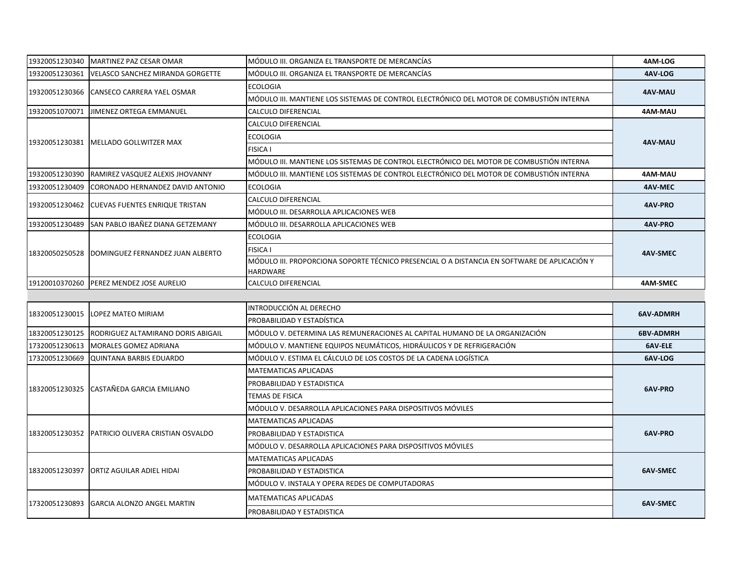| | | | |
|---|---|---|---|
| 19320051230340 | MARTINEZ PAZ CESAR OMAR | MÓDULO III. ORGANIZA EL TRANSPORTE DE MERCANCÍAS | **4AM-LOG** |
| 19320051230361 | VELASCO SANCHEZ MIRANDA GORGETTE | MÓDULO III. ORGANIZA EL TRANSPORTE DE MERCANCÍAS | **4AV-LOG** |
| 19320051230366 | CANSECO CARRERA YAEL OSMAR | ECOLOGIA | **4AV-MAU** |
| | | MÓDULO III. MANTIENE LOS SISTEMAS DE CONTROL ELECTRÓNICO DEL MOTOR DE COMBUSTIÓN INTERNA | |
| 19320051070071 | JIMENEZ ORTEGA EMMANUEL | CALCULO DIFERENCIAL | **4AM-MAU** |
| 19320051230381 | MELLADO GOLLWITZER MAX | CALCULO DIFERENCIAL | **4AV-MAU** |
| | | ECOLOGIA | |
| | | FISICA I | |
| | | MÓDULO III. MANTIENE LOS SISTEMAS DE CONTROL ELECTRÓNICO DEL MOTOR DE COMBUSTIÓN INTERNA | |
| 19320051230390 | RAMIREZ VASQUEZ ALEXIS JHOVANNY | MÓDULO III. MANTIENE LOS SISTEMAS DE CONTROL ELECTRÓNICO DEL MOTOR DE COMBUSTIÓN INTERNA | **4AM-MAU** |
| 19320051230409 | CORONADO HERNANDEZ DAVID ANTONIO | ECOLOGIA | **4AV-MEC** |
| 19320051230462 | CUEVAS FUENTES ENRIQUE TRISTAN | CALCULO DIFERENCIAL | **4AV-PRO** |
| | | MÓDULO III. DESARROLLA APLICACIONES WEB | |
| 19320051230489 | SAN PABLO IBAÑEZ DIANA GETZEMANY | MÓDULO III. DESARROLLA APLICACIONES WEB | **4AV-PRO** |
| 18320050250528 | DOMINGUEZ FERNANDEZ JUAN ALBERTO | ECOLOGIA | **4AV-SMEC** |
| | | FISICA I | |
| | | MÓDULO III. PROPORCIONA SOPORTE TÉCNICO PRESENCIAL O A DISTANCIA EN SOFTWARE DE APLICACIÓN Y HARDWARE | |
| 19120010370260 | PEREZ MENDEZ JOSE AURELIO | CALCULO DIFERENCIAL | **4AM-SMEC** |

| | | | |
|---|---|---|---|
| 18320051230015 | LOPEZ MATEO MIRIAM | INTRODUCCIÓN AL DERECHO | **6AV-ADMRH** |
| | | PROBABILIDAD Y ESTADÍSTICA | |
| 18320051230125 | RODRIGUEZ ALTAMIRANO DORIS ABIGAIL | MÓDULO V. DETERMINA LAS REMUNERACIONES AL CAPITAL HUMANO DE LA ORGANIZACIÓN | **6BV-ADMRH** |
| 17320051230613 | MORALES GOMEZ ADRIANA | MÓDULO V. MANTIENE EQUIPOS NEUMÁTICOS, HIDRÁULICOS Y DE REFRIGERACIÓN | **6AV-ELE** |
| 17320051230669 | QUINTANA BARBIS EDUARDO | MÓDULO V. ESTIMA EL CÁLCULO DE LOS COSTOS DE LA CADENA LOGÍSTICA | **6AV-LOG** |
| 18320051230325 | CASTAÑEDA GARCIA EMILIANO | MATEMATICAS APLICADAS | **6AV-PRO** |
| | | PROBABILIDAD Y ESTADISTICA | |
| | | TEMAS DE FISICA | |
| | | MÓDULO V. DESARROLLA APLICACIONES PARA DISPOSITIVOS MÓVILES | |
| 18320051230352 | PATRICIO OLIVERA CRISTIAN OSVALDO | MATEMATICAS APLICADAS | **6AV-PRO** |
| | | PROBABILIDAD Y ESTADISTICA | |
| | | MÓDULO V. DESARROLLA APLICACIONES PARA DISPOSITIVOS MÓVILES | |
| 18320051230397 | ORTIZ AGUILAR ADIEL HIDAI | MATEMATICAS APLICADAS | **6AV-SMEC** |
| | | PROBABILIDAD Y ESTADISTICA | |
| | | MÓDULO V. INSTALA Y OPERA REDES DE COMPUTADORAS | |
| 17320051230893 | GARCIA ALONZO ANGEL MARTIN | MATEMATICAS APLICADAS | **6AV-SMEC** |
| | | PROBABILIDAD Y ESTADISTICA | |